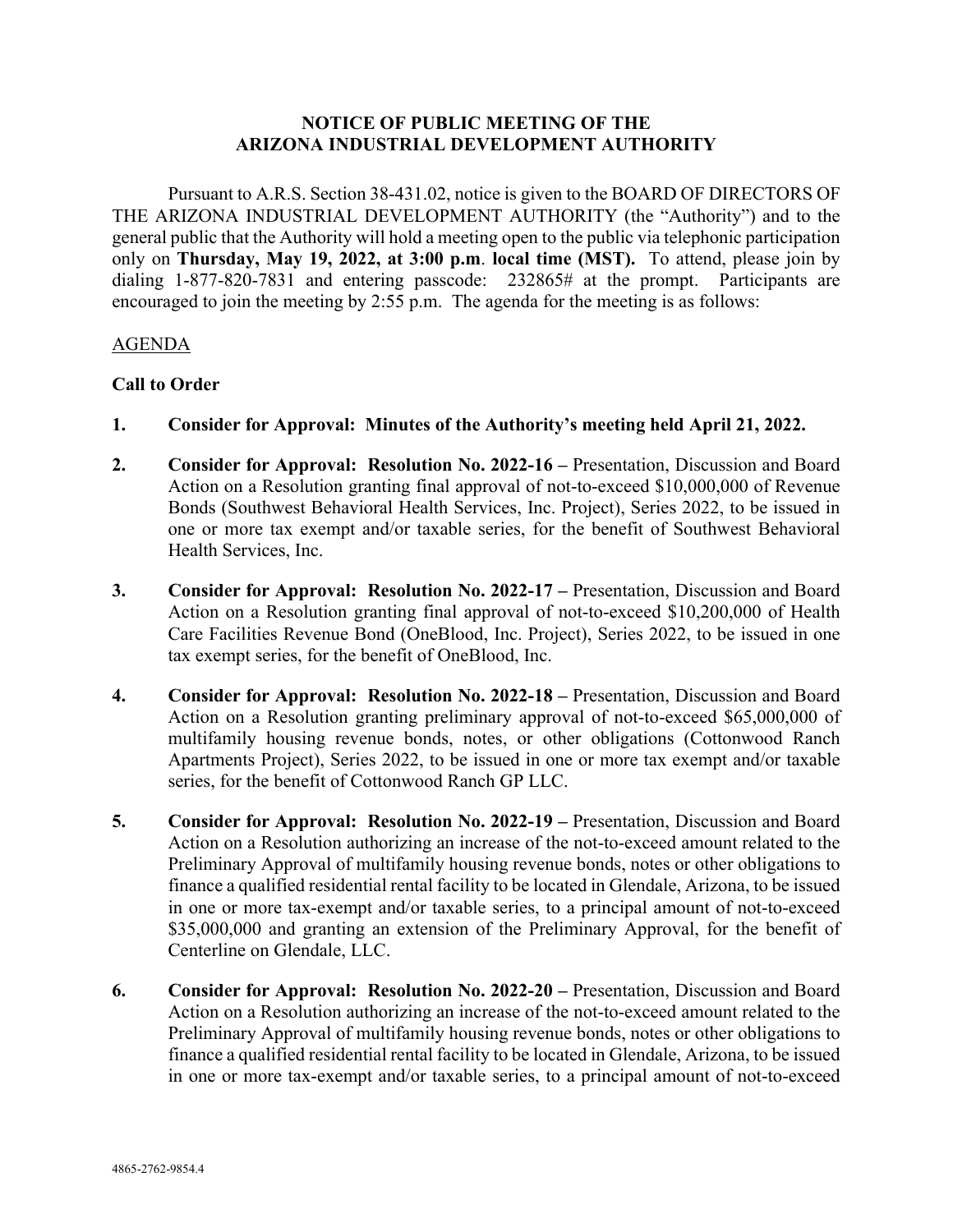# NOTICE OF PUBLIC MEETING OF THE ARIZONA INDUSTRIAL DEVELOPMENT AUTHORITY

Pursuant to A.R.S. Section 38-431.02, notice is given to the BOARD OF DIRECTORS OF THE ARIZONA INDUSTRIAL DEVELOPMENT AUTHORITY (the "Authority") and to the general public that the Authority will hold a meeting open to the public via telephonic participation only on **Thursday, May 19, 2022, at 3:00 p.m. local time (MST).** To attend, please join by dialing 1-877-820-7831 and entering passcode: 232865# at the prompt. Participants are encouraged to join the meeting by 2:55 p.m. The agenda for the meeting is as follows:

AGENDA

**Call to Order**

1. **Consider for Approval: Minutes of the Authority's meeting held April 21, 2022.**

2. **Consider for Approval: Resolution No. 2022-16 –** Presentation, Discussion and Board Action on a Resolution granting final approval of not-to-exceed $10,000,000 of Revenue Bonds (Southwest Behavioral Health Services, Inc. Project), Series 2022, to be issued in one or more tax exempt and/or taxable series, for the benefit of Southwest Behavioral Health Services, Inc.

3. **Consider for Approval: Resolution No. 2022-17 –** Presentation, Discussion and Board Action on a Resolution granting final approval of not-to-exceed $10,200,000 of Health Care Facilities Revenue Bond (OneBlood, Inc. Project), Series 2022, to be issued in one tax exempt series, for the benefit of OneBlood, Inc.

4. **Consider for Approval: Resolution No. 2022-18 –** Presentation, Discussion and Board Action on a Resolution granting preliminary approval of not-to-exceed $65,000,000 of multifamily housing revenue bonds, notes, or other obligations (Cottonwood Ranch Apartments Project), Series 2022, to be issued in one or more tax exempt and/or taxable series, for the benefit of Cottonwood Ranch GP LLC.

5. **Consider for Approval: Resolution No. 2022-19 –** Presentation, Discussion and Board Action on a Resolution authorizing an increase of the not-to-exceed amount related to the Preliminary Approval of multifamily housing revenue bonds, notes or other obligations to finance a qualified residential rental facility to be located in Glendale, Arizona, to be issued in one or more tax-exempt and/or taxable series, to a principal amount of not-to-exceed $35,000,000 and granting an extension of the Preliminary Approval, for the benefit of Centerline on Glendale, LLC.

6. **Consider for Approval: Resolution No. 2022-20 –** Presentation, Discussion and Board Action on a Resolution authorizing an increase of the not-to-exceed amount related to the Preliminary Approval of multifamily housing revenue bonds, notes or other obligations to finance a qualified residential rental facility to be located in Glendale, Arizona, to be issued in one or more tax-exempt and/or taxable series, to a principal amount of not-to-exceed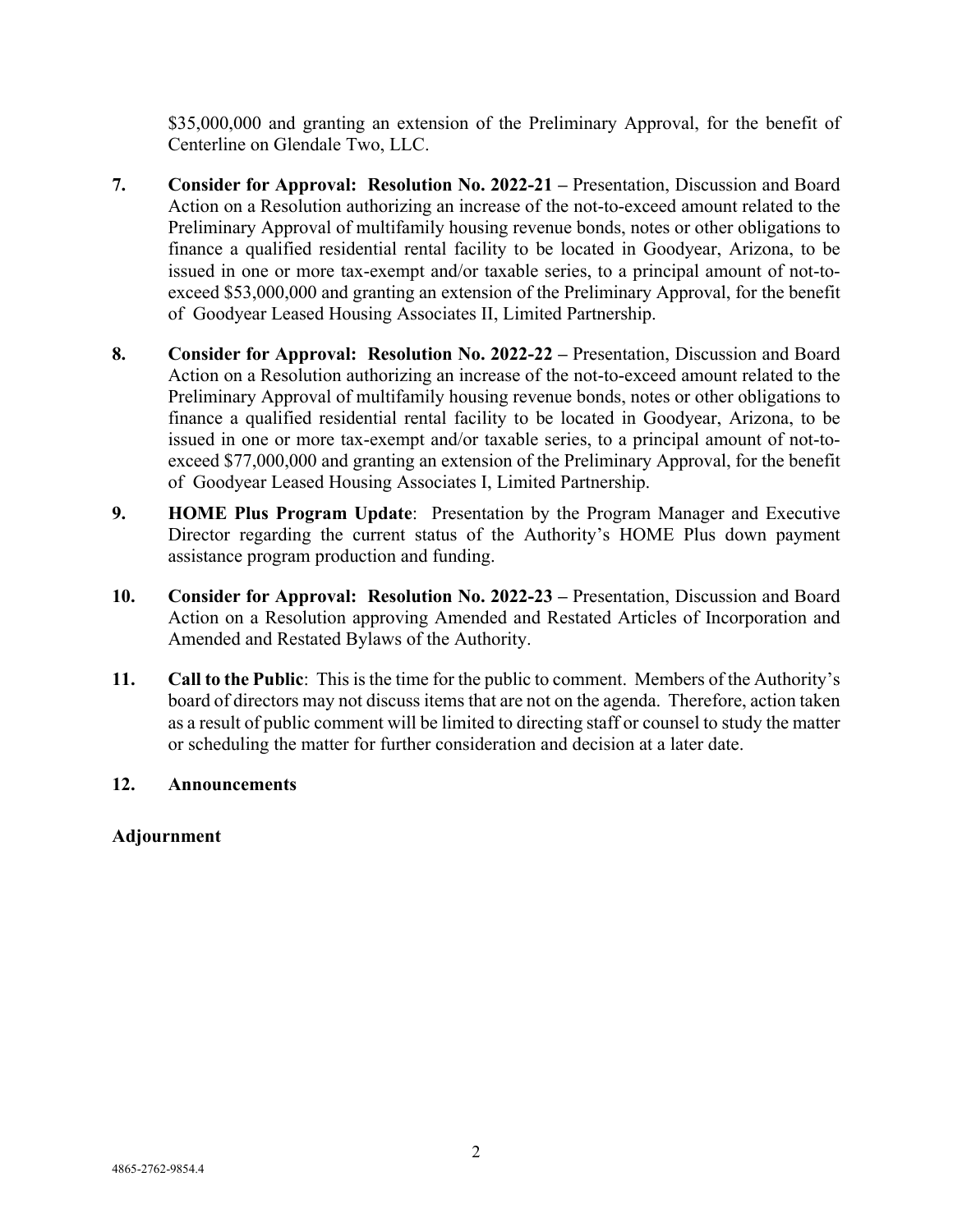$35,000,000 and granting an extension of the Preliminary Approval, for the benefit of Centerline on Glendale Two, LLC.

7. **Consider for Approval: Resolution No. 2022-21 –** Presentation, Discussion and Board Action on a Resolution authorizing an increase of the not-to-exceed amount related to the Preliminary Approval of multifamily housing revenue bonds, notes or other obligations to finance a qualified residential rental facility to be located in Goodyear, Arizona, to be issued in one or more tax-exempt and/or taxable series, to a principal amount of not-to-exceed $53,000,000 and granting an extension of the Preliminary Approval, for the benefit of Goodyear Leased Housing Associates II, Limited Partnership.

8. **Consider for Approval: Resolution No. 2022-22 –** Presentation, Discussion and Board Action on a Resolution authorizing an increase of the not-to-exceed amount related to the Preliminary Approval of multifamily housing revenue bonds, notes or other obligations to finance a qualified residential rental facility to be located in Goodyear, Arizona, to be issued in one or more tax-exempt and/or taxable series, to a principal amount of not-to-exceed $77,000,000 and granting an extension of the Preliminary Approval, for the benefit of Goodyear Leased Housing Associates I, Limited Partnership.

9. **HOME Plus Program Update**: Presentation by the Program Manager and Executive Director regarding the current status of the Authority's HOME Plus down payment assistance program production and funding.

10. **Consider for Approval: Resolution No. 2022-23 –** Presentation, Discussion and Board Action on a Resolution approving Amended and Restated Articles of Incorporation and Amended and Restated Bylaws of the Authority.

11. **Call to the Public**: This is the time for the public to comment. Members of the Authority's board of directors may not discuss items that are not on the agenda. Therefore, action taken as a result of public comment will be limited to directing staff or counsel to study the matter or scheduling the matter for further consideration and decision at a later date.

12. **Announcements**

**Adjournment**

4865-2762-9854.4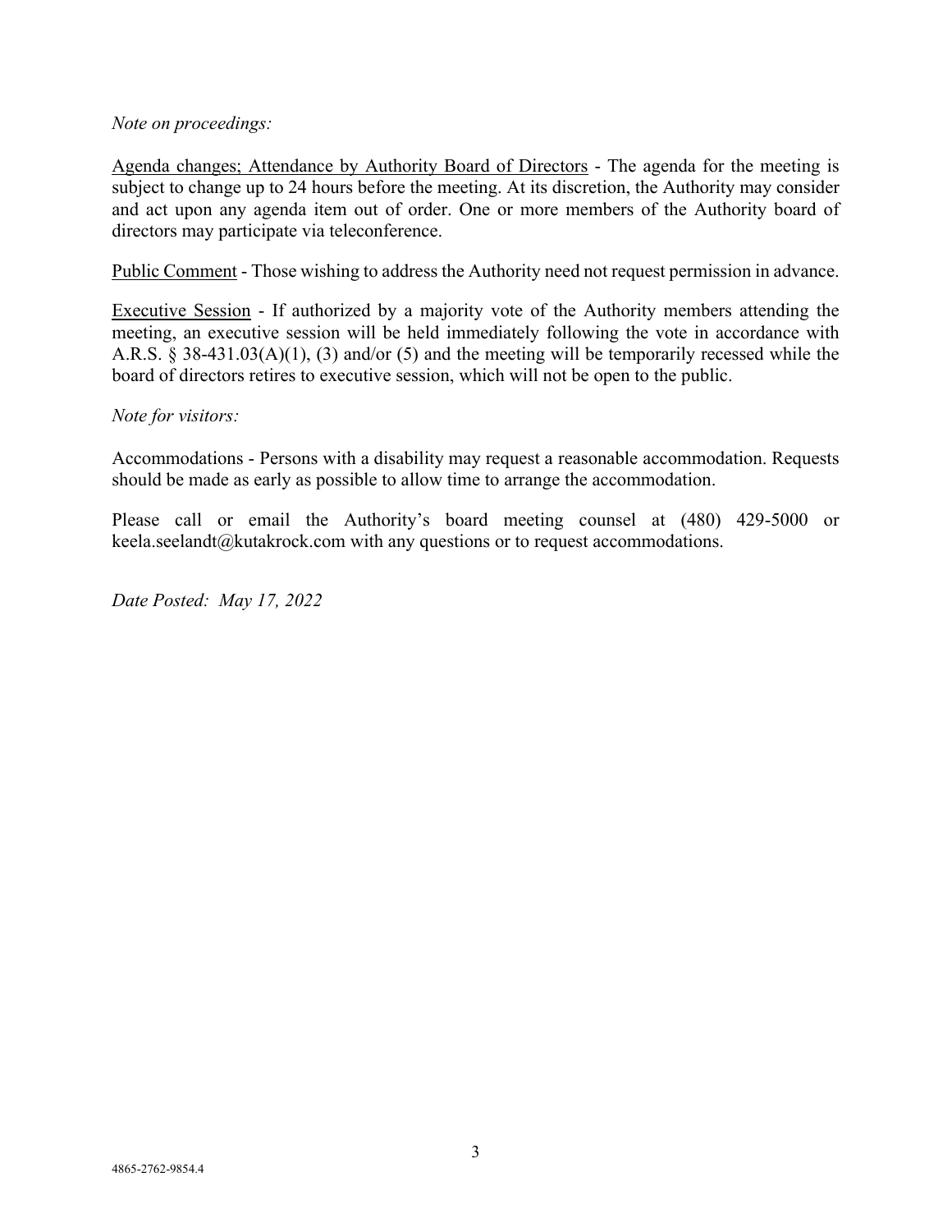*Note on proceedings:*

Agenda changes; Attendance by Authority Board of Directors - The agenda for the meeting is subject to change up to 24 hours before the meeting. At its discretion, the Authority may consider and act upon any agenda item out of order. One or more members of the Authority board of directors may participate via teleconference.

Public Comment - Those wishing to address the Authority need not request permission in advance.

Executive Session - If authorized by a majority vote of the Authority members attending the meeting, an executive session will be held immediately following the vote in accordance with A.R.S. § 38-431.03(A)(1), (3) and/or (5) and the meeting will be temporarily recessed while the board of directors retires to executive session, which will not be open to the public.

*Note for visitors:*

Accommodations - Persons with a disability may request a reasonable accommodation. Requests should be made as early as possible to allow time to arrange the accommodation.

Please call or email the Authority's board meeting counsel at (480) 429-5000 or keela.seelandt@kutakrock.com with any questions or to request accommodations.

*Date Posted: May 17, 2022*

4865-2762-9854.4